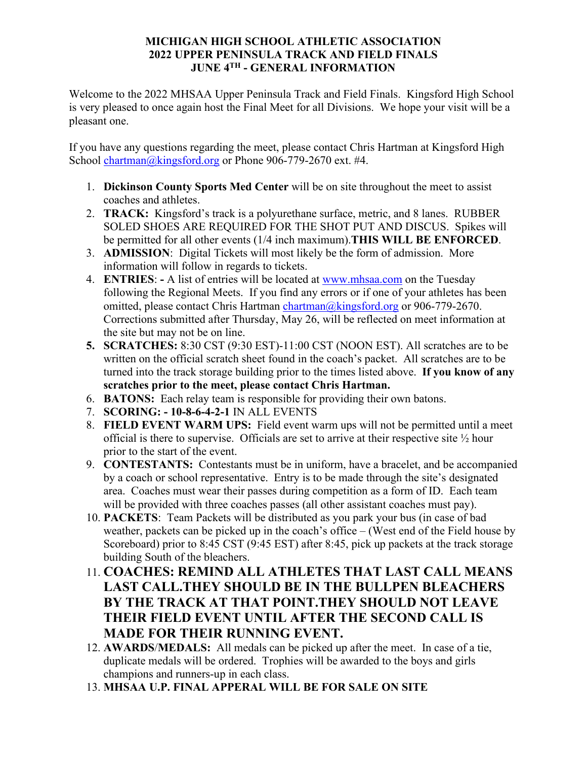# MICHIGAN HIGH SCHOOL ATHLETIC ASSOCIATION
# 2022 UPPER PENINSULA TRACK AND FIELD FINALS
# JUNE 4TH - GENERAL INFORMATION

Welcome to the 2022 MHSAA Upper Peninsula Track and Field Finals. Kingsford High School is very pleased to once again host the Final Meet for all Divisions. We hope your visit will be a pleasant one.

If you have any questions regarding the meet, please contact Chris Hartman at Kingsford High School chartman@kingsford.org or Phone 906-779-2670 ext. #4.

1. **Dickinson County Sports Med Center** will be on site throughout the meet to assist coaches and athletes.
2. **TRACK:** Kingsford's track is a polyurethane surface, metric, and 8 lanes. RUBBER SOLED SHOES ARE REQUIRED FOR THE SHOT PUT AND DISCUS. Spikes will be permitted for all other events (1/4 inch maximum).**THIS WILL BE ENFORCED**.
3. **ADMISSION**: Digital Tickets will most likely be the form of admission. More information will follow in regards to tickets.
4. **ENTRIES**: **-** A list of entries will be located at www.mhsaa.com on the Tuesday following the Regional Meets. If you find any errors or if one of your athletes has been omitted, please contact Chris Hartman chartman@kingsford.org or 906-779-2670. Corrections submitted after Thursday, May 26, will be reflected on meet information at the site but may not be on line.
5. **SCRATCHES:** 8:30 CST (9:30 EST)-11:00 CST (NOON EST). All scratches are to be written on the official scratch sheet found in the coach's packet. All scratches are to be turned into the track storage building prior to the times listed above. **If you know of any scratches prior to the meet, please contact Chris Hartman.**
6. **BATONS:** Each relay team is responsible for providing their own batons.
7. **SCORING: - 10-8-6-4-2-1** IN ALL EVENTS
8. **FIELD EVENT WARM UPS:** Field event warm ups will not be permitted until a meet official is there to supervise. Officials are set to arrive at their respective site ½ hour prior to the start of the event.
9. **CONTESTANTS:** Contestants must be in uniform, have a bracelet, and be accompanied by a coach or school representative. Entry is to be made through the site's designated area. Coaches must wear their passes during competition as a form of ID. Each team will be provided with three coaches passes (all other assistant coaches must pay).
10. **PACKETS**: Team Packets will be distributed as you park your bus (in case of bad weather, packets can be picked up in the coach's office – (West end of the Field house by Scoreboard) prior to 8:45 CST (9:45 EST) after 8:45, pick up packets at the track storage building South of the bleachers.
11. **COACHES: REMIND ALL ATHLETES THAT LAST CALL MEANS LAST CALL.THEY SHOULD BE IN THE BULLPEN BLEACHERS BY THE TRACK AT THAT POINT.THEY SHOULD NOT LEAVE THEIR FIELD EVENT UNTIL AFTER THE SECOND CALL IS MADE FOR THEIR RUNNING EVENT.**
12. **AWARDS/MEDALS:** All medals can be picked up after the meet. In case of a tie, duplicate medals will be ordered. Trophies will be awarded to the boys and girls champions and runners-up in each class.
13. **MHSAA U.P. FINAL APPERAL WILL BE FOR SALE ON SITE**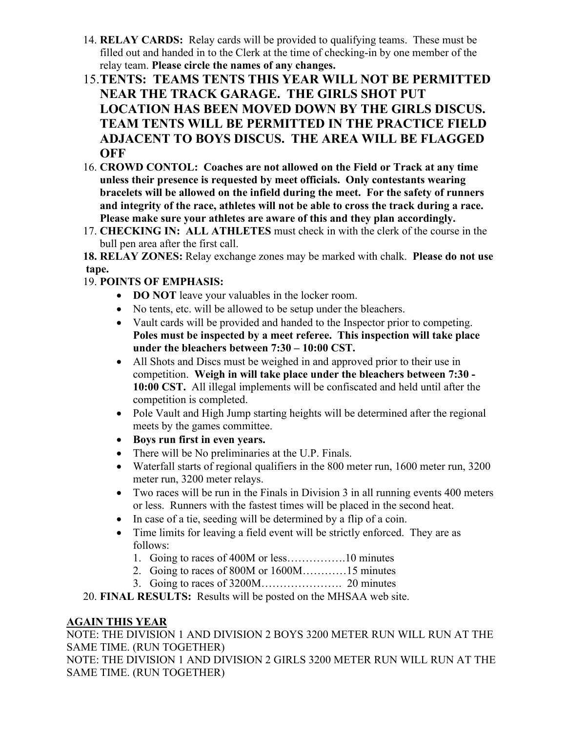14. **RELAY CARDS:** Relay cards will be provided to qualifying teams. These must be filled out and handed in to the Clerk at the time of checking-in by one member of the relay team. **Please circle the names of any changes.**
15. **TENTS: TEAMS TENTS THIS YEAR WILL NOT BE PERMITTED NEAR THE TRACK GARAGE. THE GIRLS SHOT PUT LOCATION HAS BEEN MOVED DOWN BY THE GIRLS DISCUS. TEAM TENTS WILL BE PERMITTED IN THE PRACTICE FIELD ADJACENT TO BOYS DISCUS. THE AREA WILL BE FLAGGED OFF**
16. **CROWD CONTOL: Coaches are not allowed on the Field or Track at any time unless their presence is requested by meet officials. Only contestants wearing bracelets will be allowed on the infield during the meet. For the safety of runners and integrity of the race, athletes will not be able to cross the track during a race. Please make sure your athletes are aware of this and they plan accordingly.**
17. **CHECKING IN: ALL ATHLETES** must check in with the clerk of the course in the bull pen area after the first call.
18. **RELAY ZONES:** Relay exchange zones may be marked with chalk. **Please do not use tape.**
19. **POINTS OF EMPHASIS:**
    - **DO NOT** leave your valuables in the locker room.
    - No tents, etc. will be allowed to be setup under the bleachers.
    - Vault cards will be provided and handed to the Inspector prior to competing. **Poles must be inspected by a meet referee. This inspection will take place under the bleachers between 7:30 – 10:00 CST.**
    - All Shots and Discs must be weighed in and approved prior to their use in competition. **Weigh in will take place under the bleachers between 7:30 - 10:00 CST.** All illegal implements will be confiscated and held until after the competition is completed.
    - Pole Vault and High Jump starting heights will be determined after the regional meets by the games committee.
    - **Boys run first in even years.**
    - There will be No preliminaries at the U.P. Finals.
    - Waterfall starts of regional qualifiers in the 800 meter run, 1600 meter run, 3200 meter run, 3200 meter relays.
    - Two races will be run in the Finals in Division 3 in all running events 400 meters or less. Runners with the fastest times will be placed in the second heat.
    - In case of a tie, seeding will be determined by a flip of a coin.
    - Time limits for leaving a field event will be strictly enforced. They are as follows:
      1. Going to races of 400M or less…………….10 minutes
      2. Going to races of 800M or 1600M…………15 minutes
      3. Going to races of 3200M…………………. 20 minutes
20. **FINAL RESULTS:** Results will be posted on the MHSAA web site.

**<u>AGAIN THIS YEAR</u>**

NOTE: THE DIVISION 1 AND DIVISION 2 BOYS 3200 METER RUN WILL RUN AT THE SAME TIME. (RUN TOGETHER)

NOTE: THE DIVISION 1 AND DIVISION 2 GIRLS 3200 METER RUN WILL RUN AT THE SAME TIME. (RUN TOGETHER)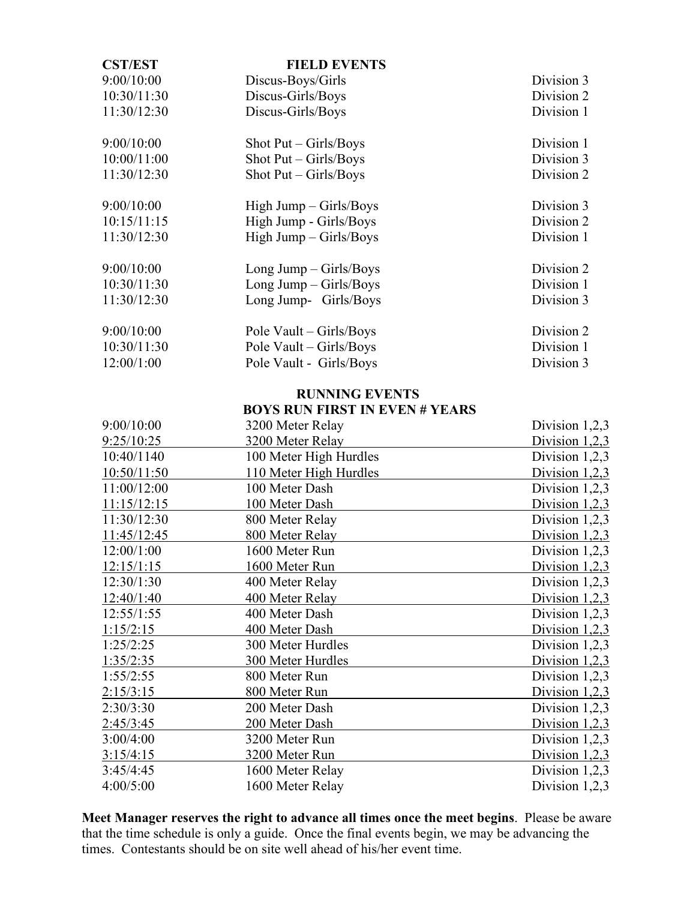| CST/EST | FIELD EVENTS | |
|---|---|---|
| 9:00/10:00 | Discus-Boys/Girls | Division 3 |
| 10:30/11:30 | Discus-Girls/Boys | Division 2 |
| 11:30/12:30 | Discus-Girls/Boys | Division 1 |
| | | |
| 9:00/10:00 | Shot Put – Girls/Boys | Division 1 |
| 10:00/11:00 | Shot Put – Girls/Boys | Division 3 |
| 11:30/12:30 | Shot Put – Girls/Boys | Division 2 |
| | | |
| 9:00/10:00 | High Jump – Girls/Boys | Division 3 |
| 10:15/11:15 | High Jump - Girls/Boys | Division 2 |
| 11:30/12:30 | High Jump – Girls/Boys | Division 1 |
| | | |
| 9:00/10:00 | Long Jump – Girls/Boys | Division 2 |
| 10:30/11:30 | Long Jump – Girls/Boys | Division 1 |
| 11:30/12:30 | Long Jump- Girls/Boys | Division 3 |
| | | |
| 9:00/10:00 | Pole Vault – Girls/Boys | Division 2 |
| 10:30/11:30 | Pole Vault – Girls/Boys | Division 1 |
| 12:00/1:00 | Pole Vault - Girls/Boys | Division 3 |

**RUNNING EVENTS**
**BOYS RUN FIRST IN EVEN # YEARS**

| | | |
|---|---|---|
| 9:00/10:00 | 3200 Meter Relay | Division 1,2,3 |
| 9:25/10:25 | 3200 Meter Relay | Division 1,2,3 |
| 10:40/1140 | 100 Meter High Hurdles | Division 1,2,3 |
| 10:50/11:50 | 110 Meter High Hurdles | Division 1,2,3 |
| 11:00/12:00 | 100 Meter Dash | Division 1,2,3 |
| 11:15/12:15 | 100 Meter Dash | Division 1,2,3 |
| 11:30/12:30 | 800 Meter Relay | Division 1,2,3 |
| 11:45/12:45 | 800 Meter Relay | Division 1,2,3 |
| 12:00/1:00 | 1600 Meter Run | Division 1,2,3 |
| 12:15/1:15 | 1600 Meter Run | Division 1,2,3 |
| 12:30/1:30 | 400 Meter Relay | Division 1,2,3 |
| 12:40/1:40 | 400 Meter Relay | Division 1,2,3 |
| 12:55/1:55 | 400 Meter Dash | Division 1,2,3 |
| 1:15/2:15 | 400 Meter Dash | Division 1,2,3 |
| 1:25/2:25 | 300 Meter Hurdles | Division 1,2,3 |
| 1:35/2:35 | 300 Meter Hurdles | Division 1,2,3 |
| 1:55/2:55 | 800 Meter Run | Division 1,2,3 |
| 2:15/3:15 | 800 Meter Run | Division 1,2,3 |
| 2:30/3:30 | 200 Meter Dash | Division 1,2,3 |
| 2:45/3:45 | 200 Meter Dash | Division 1,2,3 |
| 3:00/4:00 | 3200 Meter Run | Division 1,2,3 |
| 3:15/4:15 | 3200 Meter Run | Division 1,2,3 |
| 3:45/4:45 | 1600 Meter Relay | Division 1,2,3 |
| 4:00/5:00 | 1600 Meter Relay | Division 1,2,3 |

**Meet Manager reserves the right to advance all times once the meet begins**. Please be aware that the time schedule is only a guide. Once the final events begin, we may be advancing the times. Contestants should be on site well ahead of his/her event time.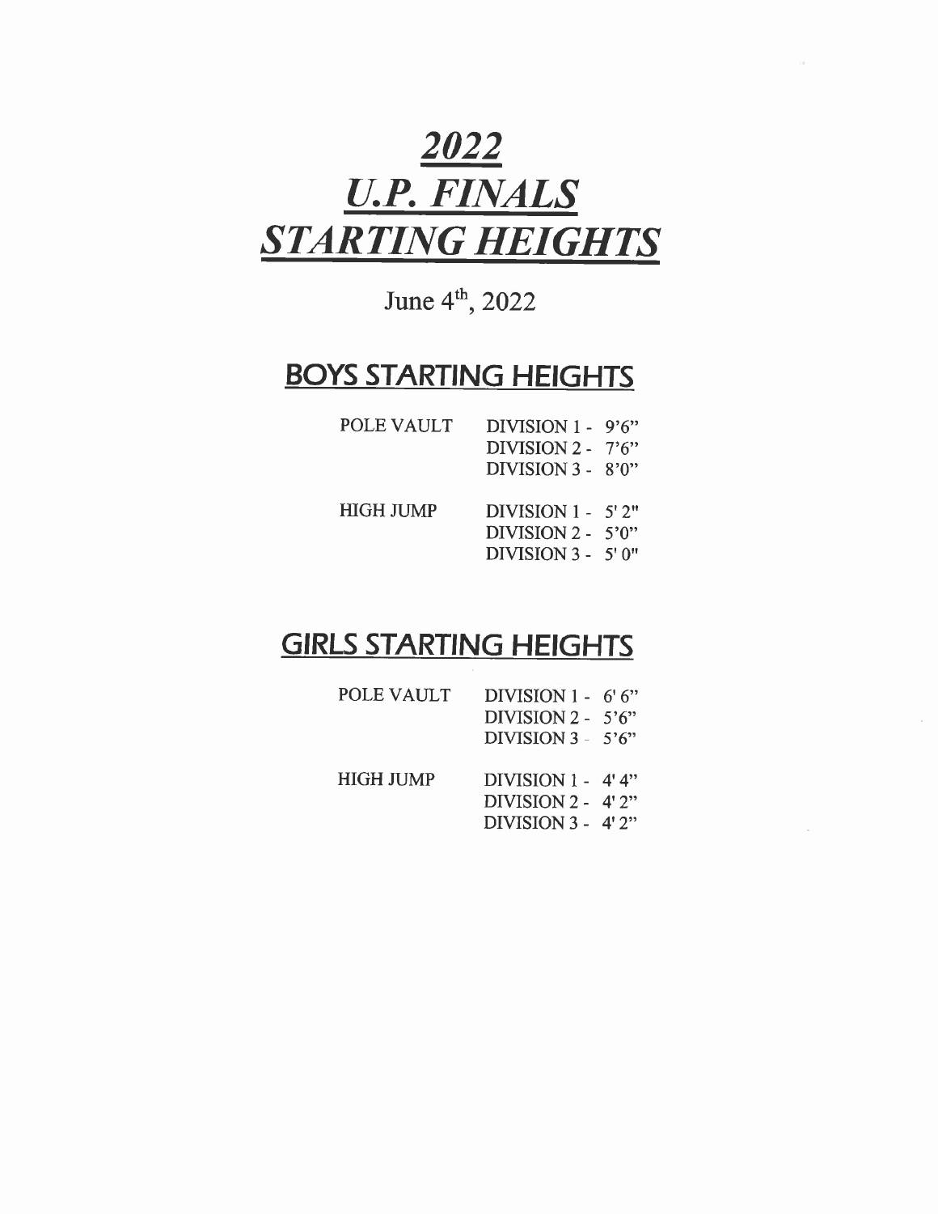# *2022*
# *U.P. FINALS*
# *STARTING HEIGHTS*

June 4th, 2022

## BOYS STARTING HEIGHTS

| | |
|---|---|
| POLE VAULT | DIVISION 1 - 9'6" |
| | DIVISION 2 - 7'6" |
| | DIVISION 3 - 8'0" |
| HIGH JUMP | DIVISION 1 - 5' 2" |
| | DIVISION 2 - 5'0" |
| | DIVISION 3 - 5' 0" |

## GIRLS STARTING HEIGHTS

| | |
|---|---|
| POLE VAULT | DIVISION 1 - 6' 6" |
| | DIVISION 2 - 5'6" |
| | DIVISION 3 - 5'6" |
| HIGH JUMP | DIVISION 1 - 4' 4" |
| | DIVISION 2 - 4' 2" |
| | DIVISION 3 - 4' 2" |